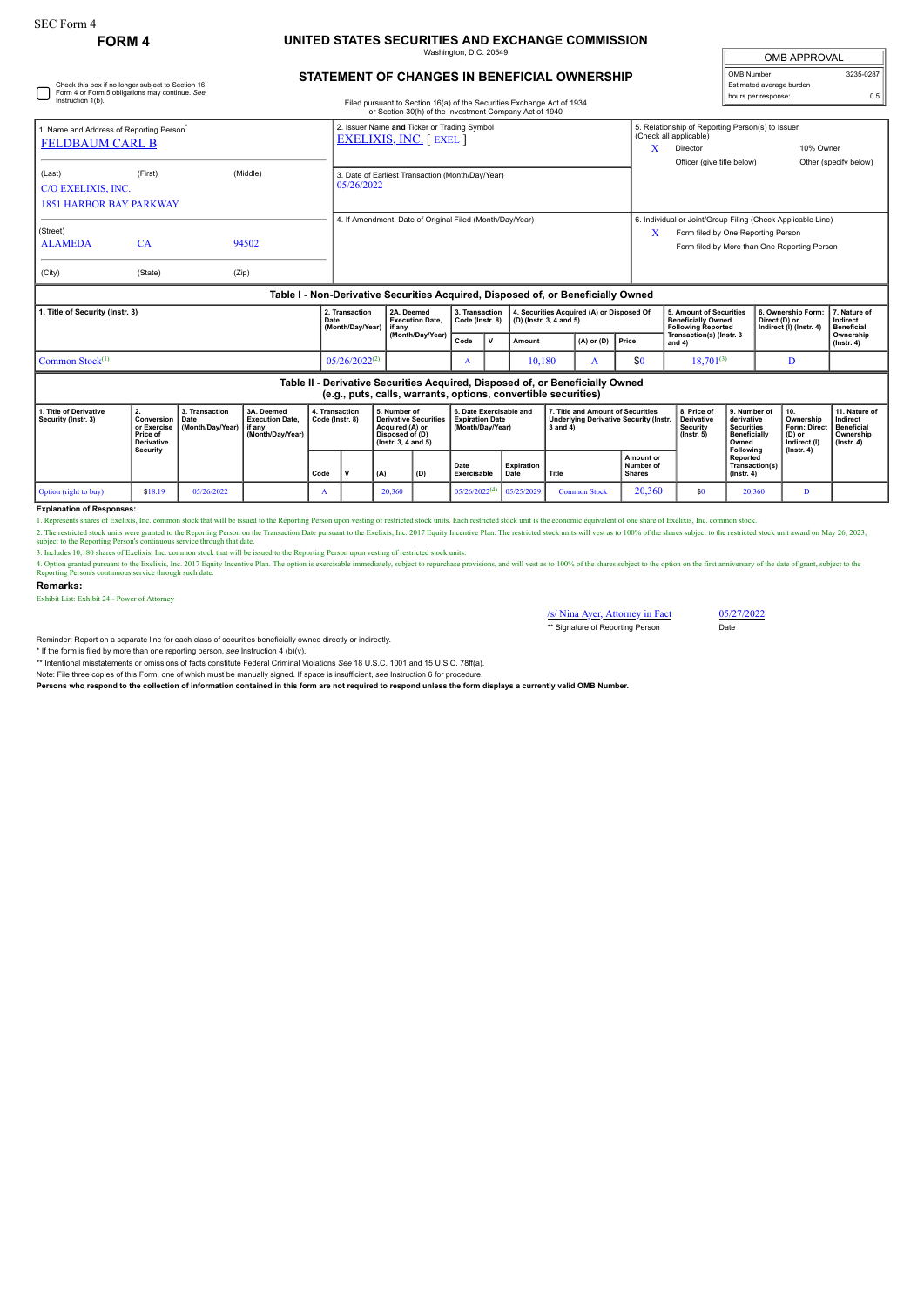SEC Form 4

# FORM 4

## UNITED STATES SECURITIES AND EXCHANGE COMMISSION

Washington, D.C. 20549

## STATEMENT OF CHANGES IN BENEFICIAL OWNERSHIP

Filed pursuant to Section 16(a) of the Securities Exchange Act of 1934 or Section 30(h) of the Investment Company Act of 1940

| OMB APPROVAL | |
|---|---|
| OMB Number: | 3235-0287 |
| Estimated average burden | |
| hours per response: | 0.5 |

☐ Check this box if no longer subject to Section 16. Form 4 or Form 5 obligations may continue. *See* Instruction 1(b).

1. Name and Address of Reporting Person*
FELDBAUM CARL B

(Last) (First) (Middle)
C/O EXELIXIS, INC.
1851 HARBOR BAY PARKWAY

(Street)
ALAMEDA CA 94502

(City) (State) (Zip)

2. Issuer Name **and** Ticker or Trading Symbol
EXELIXIS, INC. [ EXEL ]

3. Date of Earliest Transaction (Month/Day/Year)
05/26/2022

4. If Amendment, Date of Original Filed (Month/Day/Year)

5. Relationship of Reporting Person(s) to Issuer (Check all applicable)
X Director
10% Owner
Officer (give title below)
Other (specify below)

6. Individual or Joint/Group Filing (Check Applicable Line)
X Form filed by One Reporting Person
Form filed by More than One Reporting Person

### Table I - Non-Derivative Securities Acquired, Disposed of, or Beneficially Owned

| 1. Title of Security (Instr. 3) | 2. Transaction Date (Month/Day/Year) | 2A. Deemed Execution Date, if any (Month/Day/Year) | 3. Transaction Code (Instr. 8) | | 4. Securities Acquired (A) or Disposed Of (D) (Instr. 3, 4 and 5) | | | 5. Amount of Securities Beneficially Owned Following Reported Transaction(s) (Instr. 3 and 4) | 6. Ownership Form: Direct (D) or Indirect (I) (Instr. 4) | 7. Nature of Indirect Beneficial Ownership (Instr. 4) |
|---|---|---|---|---|---|---|---|---|---|---|
| | | | Code | V | Amount | (A) or (D) | Price | | | |
| Common Stock[(1)] | 05/26/2022[(2)] | | A | | 10,180 | A | $0 | 18,701[(3)] | D | |

### Table II - Derivative Securities Acquired, Disposed of, or Beneficially Owned (e.g., puts, calls, warrants, options, convertible securities)

| 1. Title of Derivative Security (Instr. 3) | 2. Conversion or Exercise Price of Derivative Security | 3. Transaction Date (Month/Day/Year) | 3A. Deemed Execution Date, if any (Month/Day/Year) | 4. Transaction Code (Instr. 8) | | 5. Number of Derivative Securities Acquired (A) or Disposed of (D) (Instr. 3, 4 and 5) | | 6. Date Exercisable and Expiration Date (Month/Day/Year) | | 7. Title and Amount of Securities Underlying Derivative Security (Instr. 3 and 4) | | 8. Price of Derivative Security (Instr. 5) | 9. Number of derivative Securities Beneficially Owned Following Reported Transaction(s) (Instr. 4) | 10. Ownership Form: Direct (D) or Indirect (I) (Instr. 4) | 11. Nature of Indirect Beneficial Ownership (Instr. 4) |
|---|---|---|---|---|---|---|---|---|---|---|---|---|---|---|---|
| | | | | Code | V | (A) | (D) | Date Exercisable | Expiration Date | Title | Amount or Number of Shares | | | | |
| Option (right to buy) | $18.19 | 05/26/2022 | | A | | 20,360 | | 05/26/2022[(4)] | 05/25/2029 | Common Stock | 20,360 | $0 | 20,360 | D | |

**Explanation of Responses:**

1. Represents shares of Exelixis, Inc. common stock that will be issued to the Reporting Person upon vesting of restricted stock units. Each restricted stock unit is the economic equivalent of one share of Exelixis, Inc. common stock.

2. The restricted stock units were granted to the Reporting Person on the Transaction Date pursuant to the Exelixis, Inc. 2017 Equity Incentive Plan. The restricted stock units will vest as to 100% of the shares subject to the restricted stock unit award on May 26, 2023, subject to the Reporting Person's continuous service through that date.

3. Includes 10,180 shares of Exelixis, Inc. common stock that will be issued to the Reporting Person upon vesting of restricted stock units.

4. Option granted pursuant to the Exelixis, Inc. 2017 Equity Incentive Plan. The option is exercisable immediately, subject to repurchase provisions, and will vest as to 100% of the shares subject to the option on the first anniversary of the date of grant, subject to the Reporting Person's continuous service through such date.

**Remarks:**

Exhibit List: Exhibit 24 - Power of Attorney

/s/ Nina Ayer, Attorney in Fact — 05/27/2022
** Signature of Reporting Person — Date

Reminder: Report on a separate line for each class of securities beneficially owned directly or indirectly.

\* If the form is filed by more than one reporting person, *see* Instruction 4 (b)(v).

** Intentional misstatements or omissions of facts constitute Federal Criminal Violations *See* 18 U.S.C. 1001 and 15 U.S.C. 78ff(a).

Note: File three copies of this Form, one of which must be manually signed. If space is insufficient, *see* Instruction 6 for procedure.

**Persons who respond to the collection of information contained in this form are not required to respond unless the form displays a currently valid OMB Number.**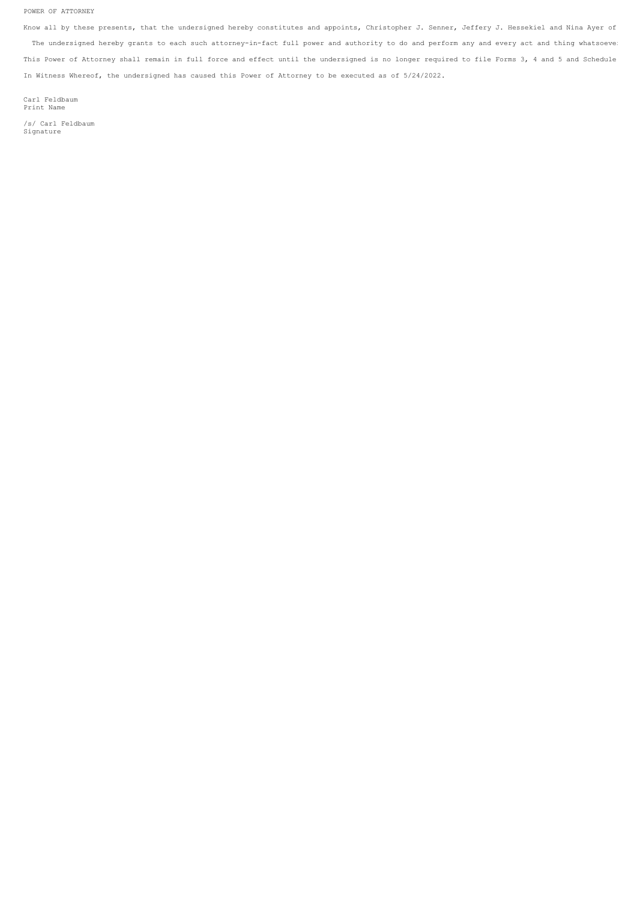POWER OF ATTORNEY

Know all by these presents, that the undersigned hereby constitutes and appoints, Christopher J. Senner, Jeffery J. Hessekiel and Nina Ayer of

The undersigned hereby grants to each such attorney-in-fact full power and authority to do and perform any and every act and thing whatsoeve

This Power of Attorney shall remain in full force and effect until the undersigned is no longer required to file Forms 3, 4 and 5 and Schedule

In Witness Whereof, the undersigned has caused this Power of Attorney to be executed as of 5/24/2022.

Carl Feldbaum
Print Name

/s/ Carl Feldbaum
Signature